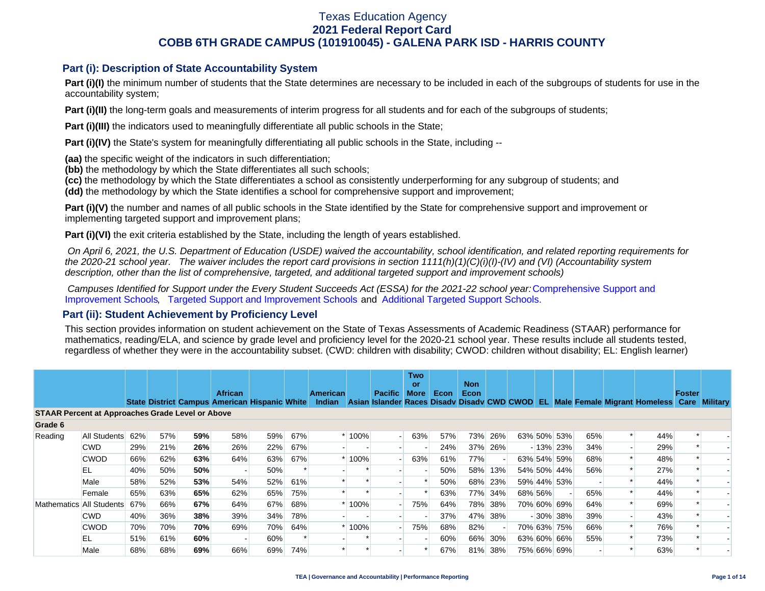# Texas Education Agency
## 2021 Federal Report Card
## COBB 6TH GRADE CAMPUS (101910045) - GALENA PARK ISD - HARRIS COUNTY

### Part (i): Description of State Accountability System

**Part (i)(I)** the minimum number of students that the State determines are necessary to be included in each of the subgroups of students for use in the accountability system;

**Part (i)(II)** the long-term goals and measurements of interim progress for all students and for each of the subgroups of students;

**Part (i)(III)** the indicators used to meaningfully differentiate all public schools in the State;

**Part (i)(IV)** the State's system for meaningfully differentiating all public schools in the State, including --

**(aa)** the specific weight of the indicators in such differentiation;
**(bb)** the methodology by which the State differentiates all such schools;
**(cc)** the methodology by which the State differentiates a school as consistently underperforming for any subgroup of students; and
**(dd)** the methodology by which the State identifies a school for comprehensive support and improvement;

**Part (i)(V)** the number and names of all public schools in the State identified by the State for comprehensive support and improvement or implementing targeted support and improvement plans;

**Part (i)(VI)** the exit criteria established by the State, including the length of years established.

*On April 6, 2021, the U.S. Department of Education (USDE) waived the accountability, school identification, and related reporting requirements for the 2020-21 school year. The waiver includes the report card provisions in section 1111(h)(1)(C)(i)(I)-(IV) and (VI) (Accountability system description, other than the list of comprehensive, targeted, and additional targeted support and improvement schools)*

*Campuses Identified for Support under the Every Student Succeeds Act (ESSA) for the 2021-22 school year:* Comprehensive Support and Improvement Schools, Targeted Support and Improvement Schools and Additional Targeted Support Schools.

### Part (ii): Student Achievement by Proficiency Level

This section provides information on student achievement on the State of Texas Assessments of Academic Readiness (STAAR) performance for mathematics, reading/ELA, and science by grade level and proficiency level for the 2020-21 school year. These results include all students tested, regardless of whether they were in the accountability subset. (CWD: children with disability; CWOD: children without disability; EL: English learner)

| | | State | District | Campus | African American | Hispanic | White | American Indian | Asian | Pacific Islander | Two or More Races | Econ Disadv | Non Econ Disadv | CWD | CWOD | EL | Male | Female | Migrant | Homeless | Foster Care | Military |
|---|---|---|---|---|---|---|---|---|---|---|---|---|---|---|---|---|---|---|---|---|---|---|
| **STAAR Percent at Approaches Grade Level or Above** | | | | | | | | | | | | | | | | | | | | | | |
| **Grade 6** | | | | | | | | | | | | | | | | | | | | | | |
| Reading | All Students | 62% | 57% | **59%** | 58% | 59% | 67% | * | 100% | - | 63% | 57% | 73% | 26% | 63% | 50% | 53% | 65% | * | 44% | * | - |
| | CWD | 29% | 21% | **26%** | 26% | 22% | 67% | - | - | - | - | 24% | 37% | 26% | - | 13% | 23% | 34% | - | 29% | * | - |
| | CWOD | 66% | 62% | **63%** | 64% | 63% | 67% | * | 100% | - | 63% | 61% | 77% | - | 63% | 54% | 59% | 68% | * | 48% | * | - |
| | EL | 40% | 50% | **50%** | - | 50% | * | - | * | - | - | 50% | 58% | 13% | 54% | 50% | 44% | 56% | * | 27% | * | - |
| | Male | 58% | 52% | **53%** | 54% | 52% | 61% | * | * | - | * | 50% | 68% | 23% | 59% | 44% | 53% | - | * | 44% | * | - |
| | Female | 65% | 63% | **65%** | 62% | 65% | 75% | * | * | - | * | 63% | 77% | 34% | 68% | 56% | - | 65% | * | 44% | * | - |
| Mathematics | All Students | 67% | 66% | **67%** | 64% | 67% | 68% | * | 100% | - | 75% | 64% | 78% | 38% | 70% | 60% | 69% | 64% | * | 69% | * | - |
| | CWD | 40% | 36% | **38%** | 39% | 34% | 78% | - | - | - | - | 37% | 47% | 38% | - | 30% | 38% | 39% | - | 43% | * | - |
| | CWOD | 70% | 70% | **70%** | 69% | 70% | 64% | * | 100% | - | 75% | 68% | 82% | - | 70% | 63% | 75% | 66% | * | 76% | * | - |
| | EL | 51% | 61% | **60%** | - | 60% | * | - | * | - | - | 60% | 66% | 30% | 63% | 60% | 66% | 55% | * | 73% | * | - |
| | Male | 68% | 68% | **69%** | 66% | 69% | 74% | * | * | - | * | 67% | 81% | 38% | 75% | 66% | 69% | - | * | 63% | * | - |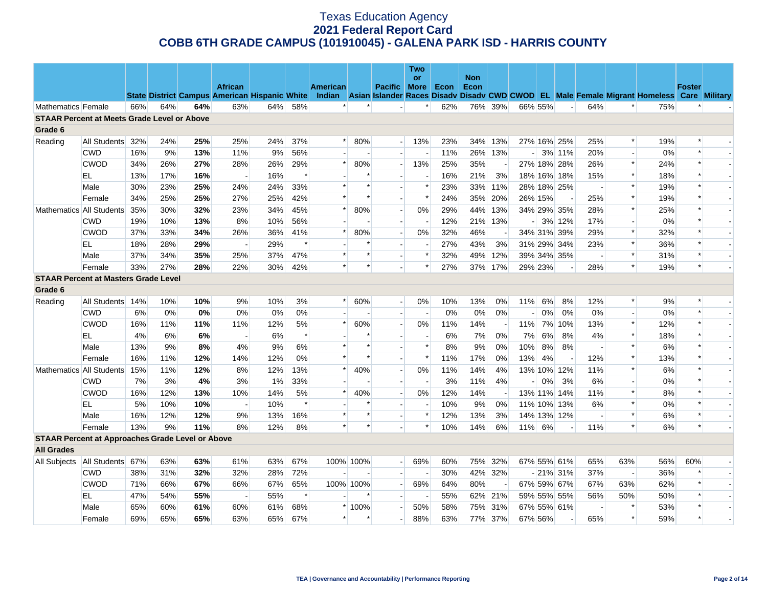# Texas Education Agency
## 2021 Federal Report Card
## COBB 6TH GRADE CAMPUS (101910045) - GALENA PARK ISD - HARRIS COUNTY

| | | State | District | Campus | African American | Hispanic | White | American Indian | Asian | Pacific Islander | Two or More Races | Econ Disadv | Non Econ Disadv | CWD | CWOD | EL | Male | Female | Migrant | Homeless | Foster Care | Military |
|---|---|---|---|---|---|---|---|---|---|---|---|---|---|---|---|---|---|---|---|---|---|---|
| Mathematics | Female | 66% | 64% | **64%** | 63% | 64% | 58% | * | * | - | * | 62% | 76% | 39% | 66% | 55% | - | 64% | * | 75% | * | - |
| **STAAR Percent at Meets Grade Level or Above** | | | | | | | | | | | | | | | | | | | | | | |
| **Grade 6** | | | | | | | | | | | | | | | | | | | | | | |
| Reading | All Students | 32% | 24% | **25%** | 25% | 24% | 37% | * | 80% | - | 13% | 23% | 34% | 13% | 27% | 16% | 25% | 25% | * | 19% | * | - |
| | CWD | 16% | 9% | **13%** | 11% | 9% | 56% | - | - | - | - | 11% | 26% | 13% | - | 3% | 11% | 20% | - | 0% | * | - |
| | CWOD | 34% | 26% | **27%** | 28% | 26% | 29% | * | 80% | - | 13% | 25% | 35% | - | 27% | 18% | 28% | 26% | * | 24% | * | - |
| | EL | 13% | 17% | **16%** | - | 16% | * | - | * | - | - | 16% | 21% | 3% | 18% | 16% | 18% | 15% | * | 18% | * | - |
| | Male | 30% | 23% | **25%** | 24% | 24% | 33% | * | * | - | * | 23% | 33% | 11% | 28% | 18% | 25% | - | * | 19% | * | - |
| | Female | 34% | 25% | **25%** | 27% | 25% | 42% | * | * | - | * | 24% | 35% | 20% | 26% | 15% | - | 25% | * | 19% | * | - |
| Mathematics | All Students | 35% | 30% | **32%** | 23% | 34% | 45% | * | 80% | - | 0% | 29% | 44% | 13% | 34% | 29% | 35% | 28% | * | 25% | * | - |
| | CWD | 19% | 10% | **13%** | 8% | 10% | 56% | - | - | - | - | 12% | 21% | 13% | - | 3% | 12% | 17% | - | 0% | * | - |
| | CWOD | 37% | 33% | **34%** | 26% | 36% | 41% | * | 80% | - | 0% | 32% | 46% | - | 34% | 31% | 39% | 29% | * | 32% | * | - |
| | EL | 18% | 28% | **29%** | - | 29% | * | - | * | - | - | 27% | 43% | 3% | 31% | 29% | 34% | 23% | * | 36% | * | - |
| | Male | 37% | 34% | **35%** | 25% | 37% | 47% | * | * | - | * | 32% | 49% | 12% | 39% | 34% | 35% | - | * | 31% | * | - |
| | Female | 33% | 27% | **28%** | 22% | 30% | 42% | * | * | - | * | 27% | 37% | 17% | 29% | 23% | - | 28% | * | 19% | * | - |
| **STAAR Percent at Masters Grade Level** | | | | | | | | | | | | | | | | | | | | | | |
| **Grade 6** | | | | | | | | | | | | | | | | | | | | | | |
| Reading | All Students | 14% | 10% | **10%** | 9% | 10% | 3% | * | 60% | - | 0% | 10% | 13% | 0% | 11% | 6% | 8% | 12% | * | 9% | * | - |
| | CWD | 6% | 0% | **0%** | 0% | 0% | 0% | - | - | - | - | 0% | 0% | 0% | - | 0% | 0% | 0% | - | 0% | * | - |
| | CWOD | 16% | 11% | **11%** | 11% | 12% | 5% | * | 60% | - | 0% | 11% | 14% | - | 11% | 7% | 10% | 13% | * | 12% | * | - |
| | EL | 4% | 6% | **6%** | - | 6% | * | - | * | - | - | 6% | 7% | 0% | 7% | 6% | 8% | 4% | * | 18% | * | - |
| | Male | 13% | 9% | **8%** | 4% | 9% | 6% | * | * | - | * | 8% | 9% | 0% | 10% | 8% | 8% | - | * | 6% | * | - |
| | Female | 16% | 11% | **12%** | 14% | 12% | 0% | * | * | - | * | 11% | 17% | 0% | 13% | 4% | - | 12% | * | 13% | * | - |
| Mathematics | All Students | 15% | 11% | **12%** | 8% | 12% | 13% | * | 40% | - | 0% | 11% | 14% | 4% | 13% | 10% | 12% | 11% | * | 6% | * | - |
| | CWD | 7% | 3% | **4%** | 3% | 1% | 33% | - | - | - | - | 3% | 11% | 4% | - | 0% | 3% | 6% | - | 0% | * | - |
| | CWOD | 16% | 12% | **13%** | 10% | 14% | 5% | * | 40% | - | 0% | 12% | 14% | - | 13% | 11% | 14% | 11% | * | 8% | * | - |
| | EL | 5% | 10% | **10%** | - | 10% | * | - | * | - | - | 10% | 9% | 0% | 11% | 10% | 13% | 6% | * | 0% | * | - |
| | Male | 16% | 12% | **12%** | 9% | 13% | 16% | * | * | - | * | 12% | 13% | 3% | 14% | 13% | 12% | - | * | 6% | * | - |
| | Female | 13% | 9% | **11%** | 8% | 12% | 8% | * | * | - | * | 10% | 14% | 6% | 11% | 6% | - | 11% | * | 6% | * | - |
| **STAAR Percent at Approaches Grade Level or Above** | | | | | | | | | | | | | | | | | | | | | | |
| **All Grades** | | | | | | | | | | | | | | | | | | | | | | |
| All Subjects | All Students | 67% | 63% | **63%** | 61% | 63% | 67% | 100% | 100% | - | 69% | 60% | 75% | 32% | 67% | 55% | 61% | 65% | 63% | 56% | 60% | - |
| | CWD | 38% | 31% | **32%** | 32% | 28% | 72% | - | - | - | - | 30% | 42% | 32% | - | 21% | 31% | 37% | - | 36% | * | - |
| | CWOD | 71% | 66% | **67%** | 66% | 67% | 65% | 100% | 100% | - | 69% | 64% | 80% | - | 67% | 59% | 67% | 67% | 63% | 62% | * | - |
| | EL | 47% | 54% | **55%** | - | 55% | * | - | * | - | - | 55% | 62% | 21% | 59% | 55% | 55% | 56% | 50% | 50% | * | - |
| | Male | 65% | 60% | **61%** | 60% | 61% | 68% | * | 100% | - | 50% | 58% | 75% | 31% | 67% | 55% | 61% | - | * | 53% | * | - |
| | Female | 69% | 65% | **65%** | 63% | 65% | 67% | * | * | - | 88% | 63% | 77% | 37% | 67% | 56% | - | 65% | * | 59% | * | - |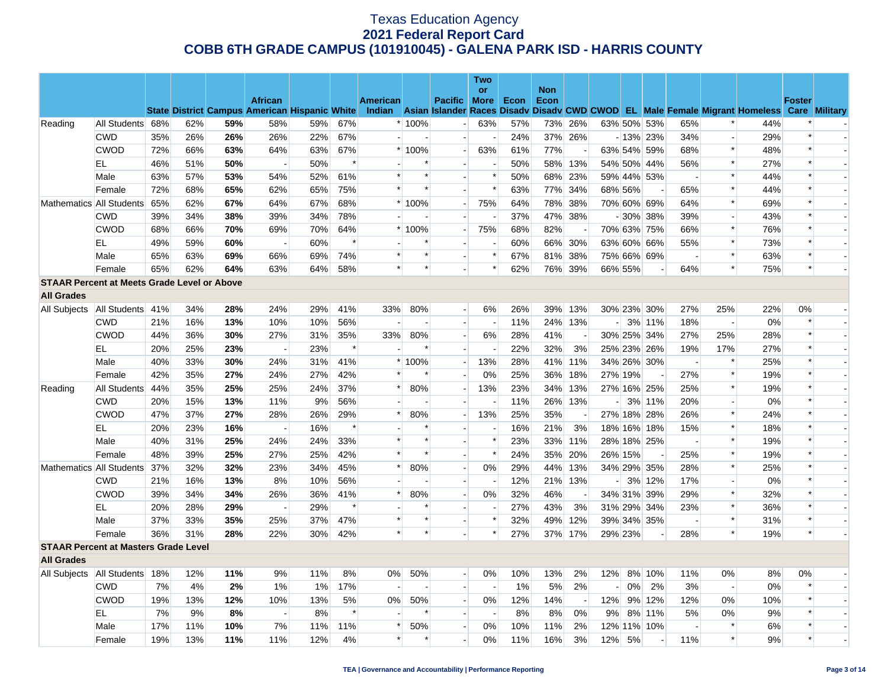# Texas Education Agency
## 2021 Federal Report Card
## COBB 6TH GRADE CAMPUS (101910045) - GALENA PARK ISD - HARRIS COUNTY

| | | State | District | Campus | African American | Hispanic | White | American Indian | Asian | Pacific Islander | Two or More Races | Econ Disadv | Non Econ Disadv | CWD | CWOD | EL | Male | Female | Migrant | Homeless | Foster Care | Military |
|---|---|---|---|---|---|---|---|---|---|---|---|---|---|---|---|---|---|---|---|---|---|---|
| Reading | All Students | 68% | 62% | **59%** | 58% | 59% | 67% | * | 100% | - | 63% | 57% | 73% | 26% | 63% | 50% | 53% | 65% | * | 44% | * | - |
| | CWD | 35% | 26% | **26%** | 26% | 22% | 67% | - | - | - | - | 24% | 37% | 26% | - | 13% | 23% | 34% | - | 29% | * | - |
| | CWOD | 72% | 66% | **63%** | 64% | 63% | 67% | * | 100% | - | 63% | 61% | 77% | - | 63% | 54% | 59% | 68% | * | 48% | * | - |
| | EL | 46% | 51% | **50%** | - | 50% | * | - | * | - | - | 50% | 58% | 13% | 54% | 50% | 44% | 56% | * | 27% | * | - |
| | Male | 63% | 57% | **53%** | 54% | 52% | 61% | * | * | - | * | 50% | 68% | 23% | 59% | 44% | 53% | - | * | 44% | * | - |
| | Female | 72% | 68% | **65%** | 62% | 65% | 75% | * | * | - | * | 63% | 77% | 34% | 68% | 56% | - | 65% | * | 44% | * | - |
| Mathematics | All Students | 65% | 62% | **67%** | 64% | 67% | 68% | * | 100% | - | 75% | 64% | 78% | 38% | 70% | 60% | 69% | 64% | * | 69% | * | - |
| | CWD | 39% | 34% | **38%** | 39% | 34% | 78% | - | - | - | - | 37% | 47% | 38% | - | 30% | 38% | 39% | - | 43% | * | - |
| | CWOD | 68% | 66% | **70%** | 69% | 70% | 64% | * | 100% | - | 75% | 68% | 82% | - | 70% | 63% | 75% | 66% | * | 76% | * | - |
| | EL | 49% | 59% | **60%** | - | 60% | * | - | * | - | - | 60% | 66% | 30% | 63% | 60% | 66% | 55% | * | 73% | * | - |
| | Male | 65% | 63% | **69%** | 66% | 69% | 74% | * | * | - | * | 67% | 81% | 38% | 75% | 66% | 69% | - | * | 63% | * | - |
| | Female | 65% | 62% | **64%** | 63% | 64% | 58% | * | * | - | * | 62% | 76% | 39% | 66% | 55% | - | 64% | * | 75% | * | - |
| **STAAR Percent at Meets Grade Level or Above** | | | | | | | | | | | | | | | | | | | | | | |
| **All Grades** | | | | | | | | | | | | | | | | | | | | | | |
| All Subjects | All Students | 41% | 34% | **28%** | 24% | 29% | 41% | 33% | 80% | - | 6% | 26% | 39% | 13% | 30% | 23% | 30% | 27% | 25% | 22% | 0% | - |
| | CWD | 21% | 16% | **13%** | 10% | 10% | 56% | - | - | - | - | 11% | 24% | 13% | - | 3% | 11% | 18% | - | 0% | * | - |
| | CWOD | 44% | 36% | **30%** | 27% | 31% | 35% | 33% | 80% | - | 6% | 28% | 41% | - | 30% | 25% | 34% | 27% | 25% | 28% | * | - |
| | EL | 20% | 25% | **23%** | - | 23% | * | - | * | - | - | 22% | 32% | 3% | 25% | 23% | 26% | 19% | 17% | 27% | * | - |
| | Male | 40% | 33% | **30%** | 24% | 31% | 41% | * | 100% | - | 13% | 28% | 41% | 11% | 34% | 26% | 30% | - | * | 25% | * | - |
| | Female | 42% | 35% | **27%** | 24% | 27% | 42% | * | * | - | 0% | 25% | 36% | 18% | 27% | 19% | - | 27% | * | 19% | * | - |
| Reading | All Students | 44% | 35% | **25%** | 25% | 24% | 37% | * | 80% | - | 13% | 23% | 34% | 13% | 27% | 16% | 25% | 25% | * | 19% | * | - |
| | CWD | 20% | 15% | **13%** | 11% | 9% | 56% | - | - | - | - | 11% | 26% | 13% | - | 3% | 11% | 20% | - | 0% | * | - |
| | CWOD | 47% | 37% | **27%** | 28% | 26% | 29% | * | 80% | - | 13% | 25% | 35% | - | 27% | 18% | 28% | 26% | * | 24% | * | - |
| | EL | 20% | 23% | **16%** | - | 16% | * | - | * | - | - | 16% | 21% | 3% | 18% | 16% | 18% | 15% | * | 18% | * | - |
| | Male | 40% | 31% | **25%** | 24% | 24% | 33% | * | * | - | * | 23% | 33% | 11% | 28% | 18% | 25% | - | * | 19% | * | - |
| | Female | 48% | 39% | **25%** | 27% | 25% | 42% | * | * | - | * | 24% | 35% | 20% | 26% | 15% | - | 25% | * | 19% | * | - |
| Mathematics | All Students | 37% | 32% | **32%** | 23% | 34% | 45% | * | 80% | - | 0% | 29% | 44% | 13% | 34% | 29% | 35% | 28% | * | 25% | * | - |
| | CWD | 21% | 16% | **13%** | 8% | 10% | 56% | - | - | - | - | 12% | 21% | 13% | - | 3% | 12% | 17% | - | 0% | * | - |
| | CWOD | 39% | 34% | **34%** | 26% | 36% | 41% | * | 80% | - | 0% | 32% | 46% | - | 34% | 31% | 39% | 29% | * | 32% | * | - |
| | EL | 20% | 28% | **29%** | - | 29% | * | - | * | - | - | 27% | 43% | 3% | 31% | 29% | 34% | 23% | * | 36% | * | - |
| | Male | 37% | 33% | **35%** | 25% | 37% | 47% | * | * | - | * | 32% | 49% | 12% | 39% | 34% | 35% | - | * | 31% | * | - |
| | Female | 36% | 31% | **28%** | 22% | 30% | 42% | * | * | - | * | 27% | 37% | 17% | 29% | 23% | - | 28% | * | 19% | * | - |
| **STAAR Percent at Masters Grade Level** | | | | | | | | | | | | | | | | | | | | | | |
| **All Grades** | | | | | | | | | | | | | | | | | | | | | | |
| All Subjects | All Students | 18% | 12% | **11%** | 9% | 11% | 8% | 0% | 50% | - | 0% | 10% | 13% | 2% | 12% | 8% | 10% | 11% | 0% | 8% | 0% | - |
| | CWD | 7% | 4% | **2%** | 1% | 1% | 17% | - | - | - | - | 1% | 5% | 2% | - | 0% | 2% | 3% | - | 0% | * | - |
| | CWOD | 19% | 13% | **12%** | 10% | 13% | 5% | 0% | 50% | - | 0% | 12% | 14% | - | 12% | 9% | 12% | 12% | 0% | 10% | * | - |
| | EL | 7% | 9% | **8%** | - | 8% | * | - | * | - | - | 8% | 8% | 0% | 9% | 8% | 11% | 5% | 0% | 9% | * | - |
| | Male | 17% | 11% | **10%** | 7% | 11% | 11% | * | 50% | - | 0% | 10% | 11% | 2% | 12% | 11% | 10% | - | * | 6% | * | - |
| | Female | 19% | 13% | **11%** | 11% | 12% | 4% | * | * | - | 0% | 11% | 16% | 3% | 12% | 5% | - | 11% | * | 9% | * | - |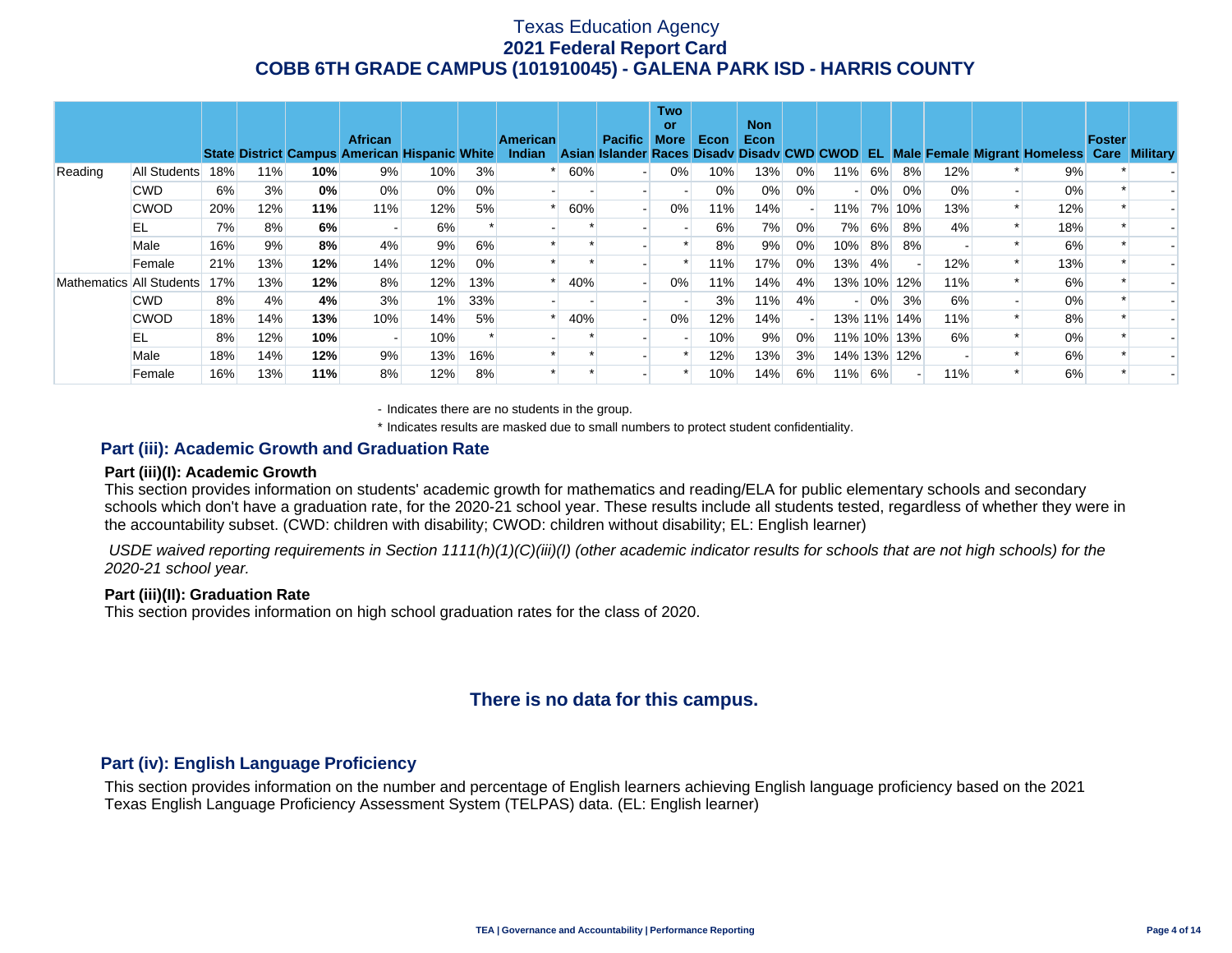# Texas Education Agency
## 2021 Federal Report Card
## COBB 6TH GRADE CAMPUS (101910045) - GALENA PARK ISD - HARRIS COUNTY

| | | State | District | Campus | African American | Hispanic | White | American Indian | Asian | Pacific Islander | Two or More Races | Econ Disadv | Non Econ Disadv | CWD | CWOD | EL | Male | Female | Migrant | Homeless | Foster Care | Military |
|---|---|---|---|---|---|---|---|---|---|---|---|---|---|---|---|---|---|---|---|---|---|---|
| Reading | All Students | 18% | 11% | **10%** | 9% | 10% | 3% | * | 60% | - | 0% | 10% | 13% | 0% | 11% | 6% | 8% | 12% | * | 9% | * | - |
| | CWD | 6% | 3% | **0%** | 0% | 0% | 0% | - | - | - | - | 0% | 0% | 0% | - | 0% | 0% | 0% | - | 0% | * | - |
| | CWOD | 20% | 12% | **11%** | 11% | 12% | 5% | * | 60% | - | 0% | 11% | 14% | - | 11% | 7% | 10% | 13% | * | 12% | * | - |
| | EL | 7% | 8% | **6%** | - | 6% | * | - | * | - | - | 6% | 7% | 0% | 7% | 6% | 8% | 4% | * | 18% | * | - |
| | Male | 16% | 9% | **8%** | 4% | 9% | 6% | * | * | - | * | 8% | 9% | 0% | 10% | 8% | 8% | - | * | 6% | * | - |
| | Female | 21% | 13% | **12%** | 14% | 12% | 0% | * | * | - | * | 11% | 17% | 0% | 13% | 4% | - | 12% | * | 13% | * | - |
| Mathematics | All Students | 17% | 13% | **12%** | 8% | 12% | 13% | * | 40% | - | 0% | 11% | 14% | 4% | 13% | 10% | 12% | 11% | * | 6% | * | - |
| | CWD | 8% | 4% | **4%** | 3% | 1% | 33% | - | - | - | - | 3% | 11% | 4% | - | 0% | 3% | 6% | - | 0% | * | - |
| | CWOD | 18% | 14% | **13%** | 10% | 14% | 5% | * | 40% | - | 0% | 12% | 14% | - | 13% | 11% | 14% | 11% | * | 8% | * | - |
| | EL | 8% | 12% | **10%** | - | 10% | * | - | * | - | - | 10% | 9% | 0% | 11% | 10% | 13% | 6% | * | 0% | * | - |
| | Male | 18% | 14% | **12%** | 9% | 13% | 16% | * | * | - | * | 12% | 13% | 3% | 14% | 13% | 12% | - | * | 6% | * | - |
| | Female | 16% | 13% | **11%** | 8% | 12% | 8% | * | * | - | * | 10% | 14% | 6% | 11% | 6% | - | 11% | * | 6% | * | - |

- Indicates there are no students in the group.

\* Indicates results are masked due to small numbers to protect student confidentiality.

## Part (iii): Academic Growth and Graduation Rate

### Part (iii)(I): Academic Growth

This section provides information on students' academic growth for mathematics and reading/ELA for public elementary schools and secondary schools which don't have a graduation rate, for the 2020-21 school year. These results include all students tested, regardless of whether they were in the accountability subset. (CWD: children with disability; CWOD: children without disability; EL: English learner)

*USDE waived reporting requirements in Section 1111(h)(1)(C)(iii)(I) (other academic indicator results for schools that are not high schools) for the 2020-21 school year.*

### Part (iii)(II): Graduation Rate

This section provides information on high school graduation rates for the class of 2020.

**There is no data for this campus.**

## Part (iv): English Language Proficiency

This section provides information on the number and percentage of English learners achieving English language proficiency based on the 2021 Texas English Language Proficiency Assessment System (TELPAS) data. (EL: English learner)